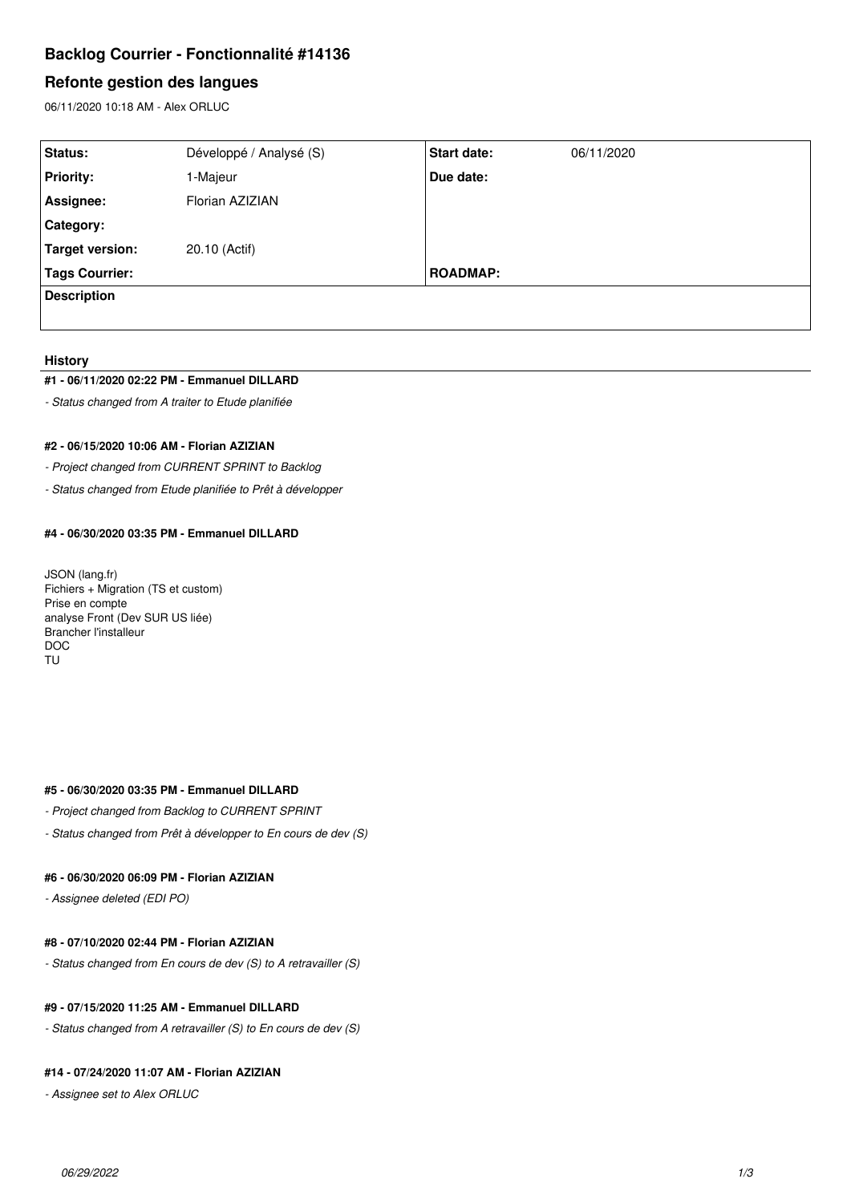# Backlog Courrier - Fonctionnalité #14136

## Refonte gestion des langues

06/11/2020 10:18 AM - Alex ORLUC

| **Status:** | Développé / Analysé (S) | **Start date:** | 06/11/2020 |
|---|---|---|---|
| **Priority:** | 1-Majeur | **Due date:** | |
| **Assignee:** | Florian AZIZIAN | | |
| **Category:** | | | |
| **Target version:** | 20.10 (Actif) | | |
| **Tags Courrier:** | | **ROADMAP:** | |

**Description**

### History

#### #1 - 06/11/2020 02:22 PM - Emmanuel DILLARD

*- Status changed from A traiter to Etude planifiée*

#### #2 - 06/15/2020 10:06 AM - Florian AZIZIAN

*- Project changed from CURRENT SPRINT to Backlog*

*- Status changed from Etude planifiée to Prêt à développer*

#### #4 - 06/30/2020 03:35 PM - Emmanuel DILLARD

JSON (lang.fr)
Fichiers + Migration (TS et custom)
Prise en compte
analyse Front (Dev SUR US liée)
Brancher l'installeur
DOC
TU

#### #5 - 06/30/2020 03:35 PM - Emmanuel DILLARD

*- Project changed from Backlog to CURRENT SPRINT*

*- Status changed from Prêt à développer to En cours de dev (S)*

#### #6 - 06/30/2020 06:09 PM - Florian AZIZIAN

*- Assignee deleted (EDI PO)*

#### #8 - 07/10/2020 02:44 PM - Florian AZIZIAN

*- Status changed from En cours de dev (S) to A retravailler (S)*

#### #9 - 07/15/2020 11:25 AM - Emmanuel DILLARD

*- Status changed from A retravailler (S) to En cours de dev (S)*

#### #14 - 07/24/2020 11:07 AM - Florian AZIZIAN

*- Assignee set to Alex ORLUC*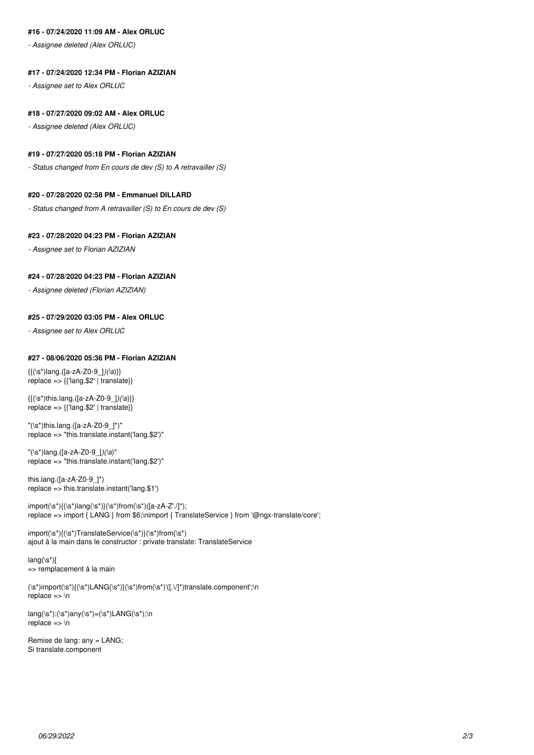#### #16 - 07/24/2020 11:09 AM - Alex ORLUC

- *Assignee deleted (Alex ORLUC)*

#### #17 - 07/24/2020 12:34 PM - Florian AZIZIAN

- *Assignee set to Alex ORLUC*

#### #18 - 07/27/2020 09:02 AM - Alex ORLUC

- *Assignee deleted (Alex ORLUC)*

#### #19 - 07/27/2020 05:18 PM - Florian AZIZIAN

- *Status changed from En cours de dev (S) to A retravailler (S)*

#### #20 - 07/28/2020 02:58 PM - Emmanuel DILLARD

- *Status changed from A retravailler (S) to En cours de dev (S)*

#### #23 - 07/28/2020 04:23 PM - Florian AZIZIAN

- *Assignee set to Florian AZIZIAN*

#### #24 - 07/28/2020 04:23 PM - Florian AZIZIAN

- *Assignee deleted (Florian AZIZIAN)*

#### #25 - 07/29/2020 03:05 PM - Alex ORLUC

- *Assignee set to Alex ORLUC*

#### #27 - 08/06/2020 05:36 PM - Florian AZIZIAN

```
{{(\s*)lang.([a-zA-Z0-9_]*)(\s*)}}
replace => {{'lang.$2' | translate}}

{{(\s*)this.lang.([a-zA-Z0-9_]*)(\s*)}}
replace => {{'lang.$2' | translate}}

"(\s*)this.lang.([a-zA-Z0-9_]*)"
replace => "this.translate.instant('lang.$2')"

"(\s*)lang.([a-zA-Z0-9_]*)(\s*)"
replace => "this.translate.instant('lang.$2')"

this.lang.([a-zA-Z0-9_]*)
replace => this.translate.instant('lang.$1')

import(\s*){(\s*)lang(\s*)}(\s*)from(\s*)([a-zA-Z'./]*);
replace => import { LANG } from $6;\nimport { TranslateService } from '@ngx-translate/core';

import(\s*){(\s*)TranslateService(\s*)}(\s*)from(\s*)
ajout à la main dans le constructor : private translate: TranslateService

lang(\s*)[
=> remplacement à la main

(\s*)import(\s*){(\s*)LANG(\s*)}(\s*)from(\s*)'([.\/]*)translate.component';\n
replace => \n

lang(\s*):(\s*)any(\s*)=(\s*)LANG(\s*);\n
replace => \n

Remise de lang: any = LANG;
Si translate.component
```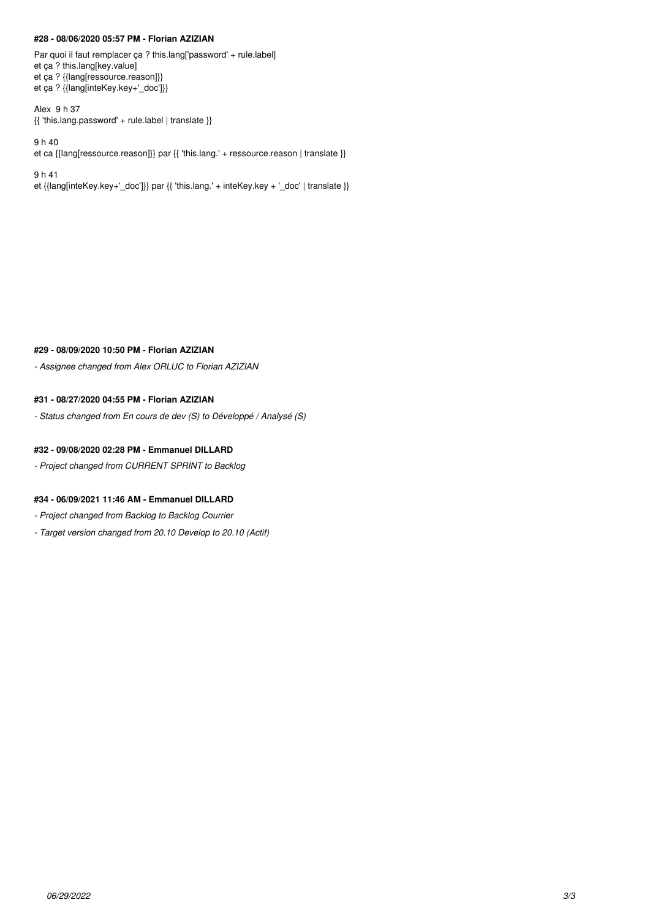#### #28 - 08/06/2020 05:57 PM - Florian AZIZIAN

Par quoi il faut remplacer ça ? this.lang['password' + rule.label]
et ça ? this.lang[key.value]
et ça ? {{lang[ressource.reason]}}
et ça ? {{lang[inteKey.key+'_doc']}}

Alex 9 h 37
{{ 'this.lang.password' + rule.label | translate }}

9 h 40
et ca {{lang[ressource.reason]}} par {{ 'this.lang.' + ressource.reason | translate }}

9 h 41
et {{lang[inteKey.key+'_doc']}} par {{ 'this.lang.' + inteKey.key + '_doc' | translate }}

#### #29 - 08/09/2020 10:50 PM - Florian AZIZIAN

*- Assignee changed from Alex ORLUC to Florian AZIZIAN*

#### #31 - 08/27/2020 04:55 PM - Florian AZIZIAN

*- Status changed from En cours de dev (S) to Développé / Analysé (S)*

#### #32 - 09/08/2020 02:28 PM - Emmanuel DILLARD

*- Project changed from CURRENT SPRINT to Backlog*

#### #34 - 06/09/2021 11:46 AM - Emmanuel DILLARD

*- Project changed from Backlog to Backlog Courrier*

*- Target version changed from 20.10 Develop to 20.10 (Actif)*